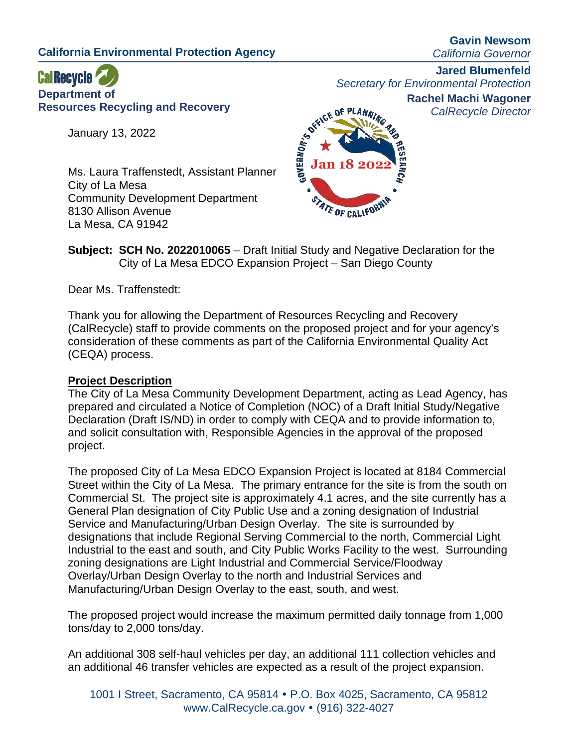**California Environmental Protection Agency**

**Gavin Newsom**
*California Governor*

**CalRecycle**
**Department of Resources Recycling and Recovery**

**Jared Blumenfeld**
*Secretary for Environmental Protection*

**Rachel Machi Wagoner**
*CalRecycle Director*

GOVERNOR'S OFFICE OF PLANNING AND RESEARCH
Jan 18 2022
STATE OF CALIFORNIA

January 13, 2022

Ms. Laura Traffenstedt, Assistant Planner
City of La Mesa
Community Development Department
8130 Allison Avenue
La Mesa, CA 91942

**Subject: SCH No. 2022010065** – Draft Initial Study and Negative Declaration for the City of La Mesa EDCO Expansion Project – San Diego County

Dear Ms. Traffenstedt:

Thank you for allowing the Department of Resources Recycling and Recovery (CalRecycle) staff to provide comments on the proposed project and for your agency's consideration of these comments as part of the California Environmental Quality Act (CEQA) process.

**Project Description**

The City of La Mesa Community Development Department, acting as Lead Agency, has prepared and circulated a Notice of Completion (NOC) of a Draft Initial Study/Negative Declaration (Draft IS/ND) in order to comply with CEQA and to provide information to, and solicit consultation with, Responsible Agencies in the approval of the proposed project.

The proposed City of La Mesa EDCO Expansion Project is located at 8184 Commercial Street within the City of La Mesa. The primary entrance for the site is from the south on Commercial St. The project site is approximately 4.1 acres, and the site currently has a General Plan designation of City Public Use and a zoning designation of Industrial Service and Manufacturing/Urban Design Overlay. The site is surrounded by designations that include Regional Serving Commercial to the north, Commercial Light Industrial to the east and south, and City Public Works Facility to the west. Surrounding zoning designations are Light Industrial and Commercial Service/Floodway Overlay/Urban Design Overlay to the north and Industrial Services and Manufacturing/Urban Design Overlay to the east, south, and west.

The proposed project would increase the maximum permitted daily tonnage from 1,000 tons/day to 2,000 tons/day.

An additional 308 self-haul vehicles per day, an additional 111 collection vehicles and an additional 46 transfer vehicles are expected as a result of the project expansion.

1001 I Street, Sacramento, CA 95814 • P.O. Box 4025, Sacramento, CA 95812
www.CalRecycle.ca.gov • (916) 322-4027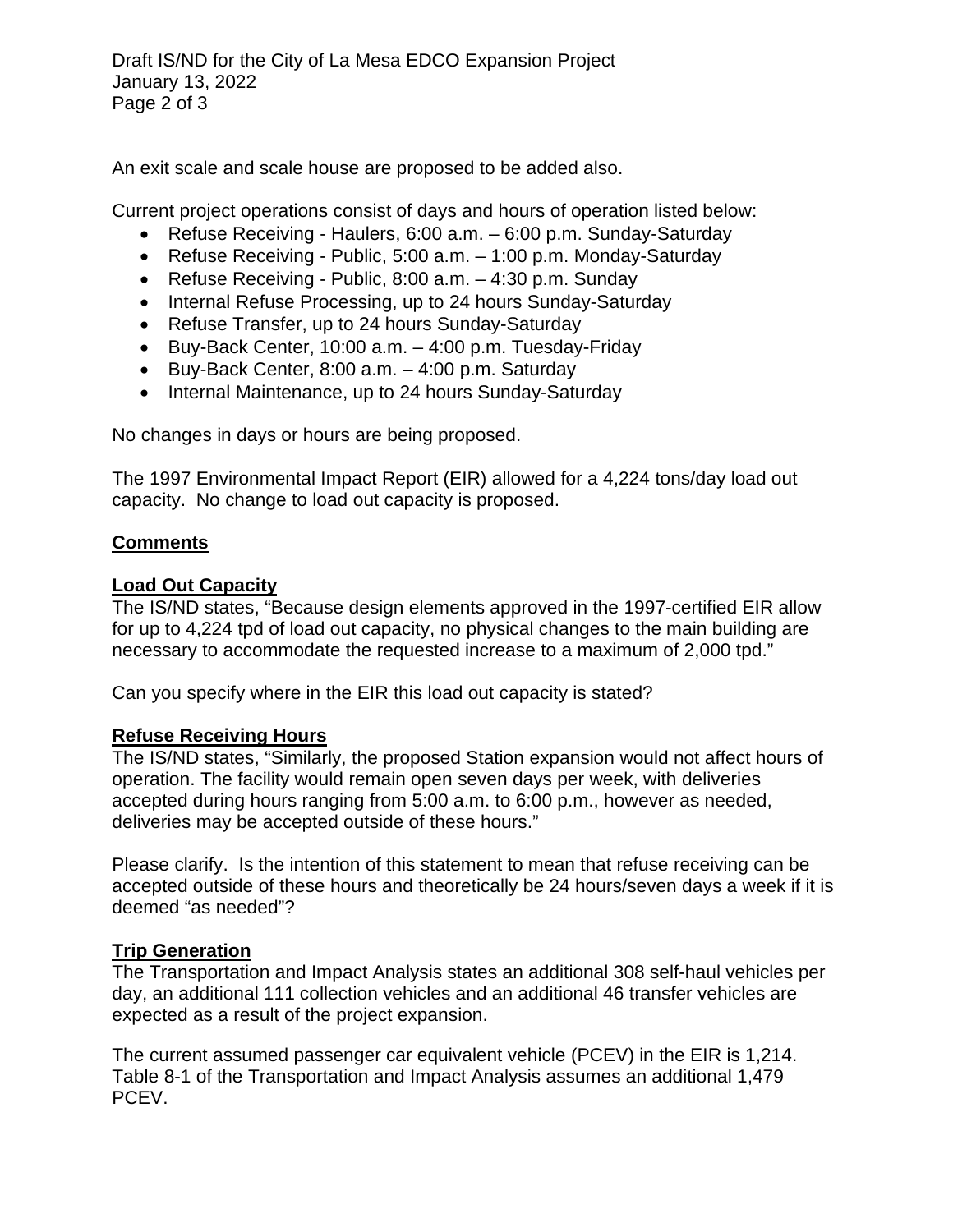An exit scale and scale house are proposed to be added also.

Current project operations consist of days and hours of operation listed below:

- Refuse Receiving - Haulers, 6:00 a.m. – 6:00 p.m. Sunday-Saturday
- Refuse Receiving - Public, 5:00 a.m. – 1:00 p.m. Monday-Saturday
- Refuse Receiving - Public, 8:00 a.m. – 4:30 p.m. Sunday
- Internal Refuse Processing, up to 24 hours Sunday-Saturday
- Refuse Transfer, up to 24 hours Sunday-Saturday
- Buy-Back Center, 10:00 a.m. – 4:00 p.m. Tuesday-Friday
- Buy-Back Center, 8:00 a.m. – 4:00 p.m. Saturday
- Internal Maintenance, up to 24 hours Sunday-Saturday

No changes in days or hours are being proposed.

The 1997 Environmental Impact Report (EIR) allowed for a 4,224 tons/day load out capacity. No change to load out capacity is proposed.

## Comments

### Load Out Capacity

The IS/ND states, "Because design elements approved in the 1997-certified EIR allow for up to 4,224 tpd of load out capacity, no physical changes to the main building are necessary to accommodate the requested increase to a maximum of 2,000 tpd."

Can you specify where in the EIR this load out capacity is stated?

### Refuse Receiving Hours

The IS/ND states, "Similarly, the proposed Station expansion would not affect hours of operation. The facility would remain open seven days per week, with deliveries accepted during hours ranging from 5:00 a.m. to 6:00 p.m., however as needed, deliveries may be accepted outside of these hours."

Please clarify. Is the intention of this statement to mean that refuse receiving can be accepted outside of these hours and theoretically be 24 hours/seven days a week if it is deemed "as needed"?

### Trip Generation

The Transportation and Impact Analysis states an additional 308 self-haul vehicles per day, an additional 111 collection vehicles and an additional 46 transfer vehicles are expected as a result of the project expansion.

The current assumed passenger car equivalent vehicle (PCEV) in the EIR is 1,214. Table 8-1 of the Transportation and Impact Analysis assumes an additional 1,479 PCEV.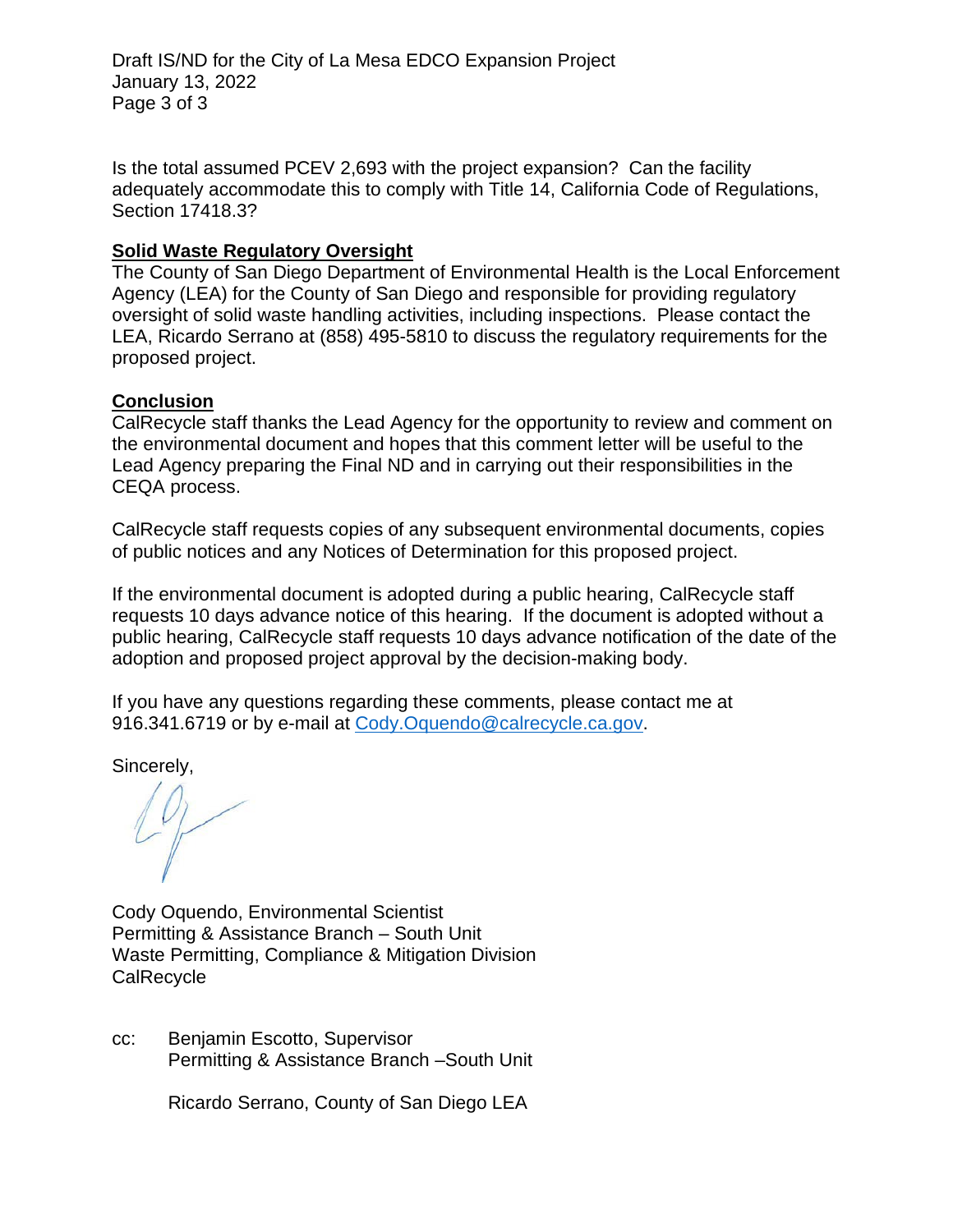Is the total assumed PCEV 2,693 with the project expansion? Can the facility adequately accommodate this to comply with Title 14, California Code of Regulations, Section 17418.3?

**Solid Waste Regulatory Oversight**

The County of San Diego Department of Environmental Health is the Local Enforcement Agency (LEA) for the County of San Diego and responsible for providing regulatory oversight of solid waste handling activities, including inspections. Please contact the LEA, Ricardo Serrano at (858) 495-5810 to discuss the regulatory requirements for the proposed project.

**Conclusion**

CalRecycle staff thanks the Lead Agency for the opportunity to review and comment on the environmental document and hopes that this comment letter will be useful to the Lead Agency preparing the Final ND and in carrying out their responsibilities in the CEQA process.

CalRecycle staff requests copies of any subsequent environmental documents, copies of public notices and any Notices of Determination for this proposed project.

If the environmental document is adopted during a public hearing, CalRecycle staff requests 10 days advance notice of this hearing. If the document is adopted without a public hearing, CalRecycle staff requests 10 days advance notification of the date of the adoption and proposed project approval by the decision-making body.

If you have any questions regarding these comments, please contact me at 916.341.6719 or by e-mail at Cody.Oquendo@calrecycle.ca.gov.

Sincerely,

Cody Oquendo, Environmental Scientist
Permitting & Assistance Branch – South Unit
Waste Permitting, Compliance & Mitigation Division
CalRecycle

cc: Benjamin Escotto, Supervisor
Permitting & Assistance Branch –South Unit

Ricardo Serrano, County of San Diego LEA